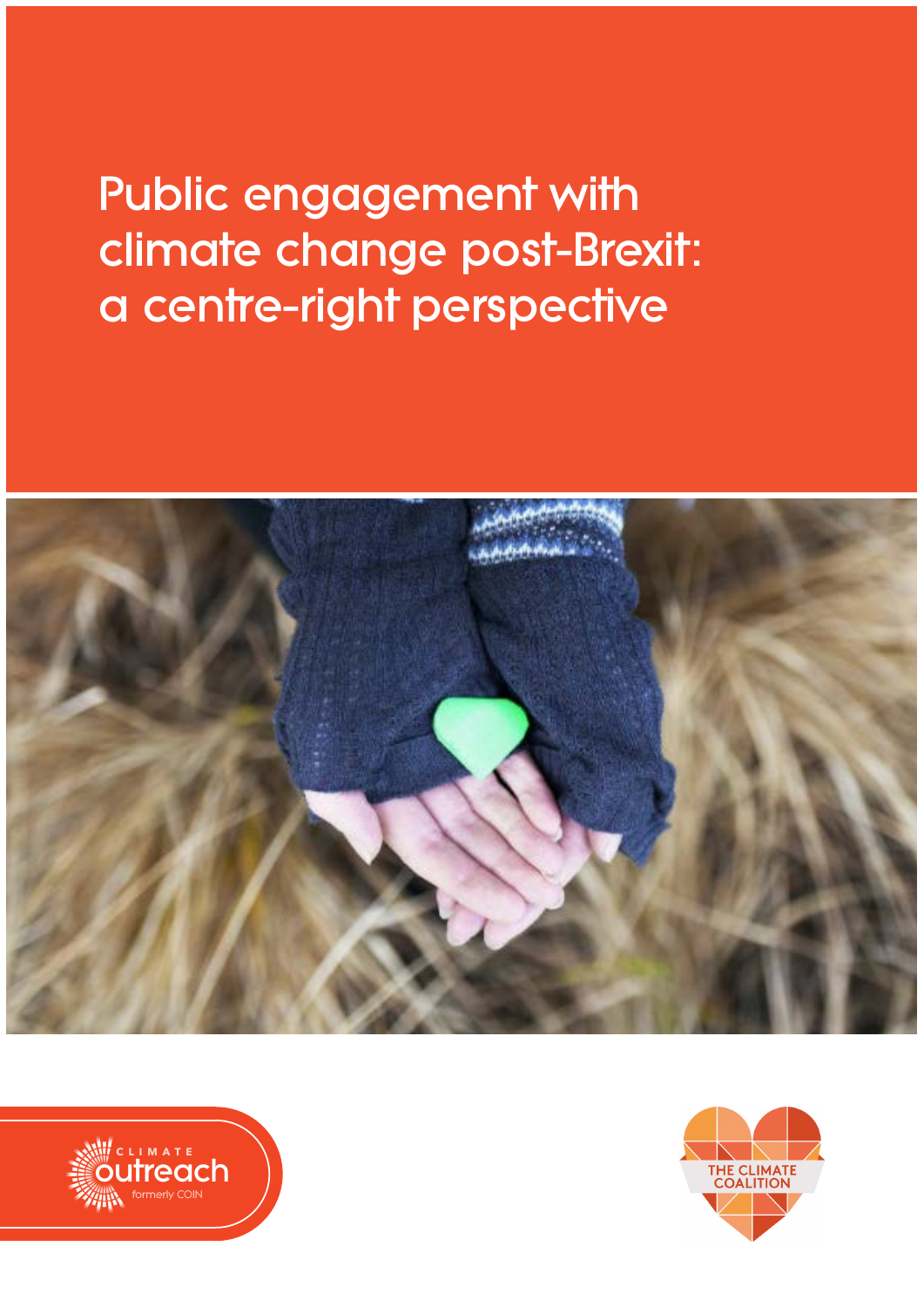# Public engagement with climate change post-Brexit: a centre-right perspective

CLIMATE outreach formerly COIN

THE CLIMATE COALITION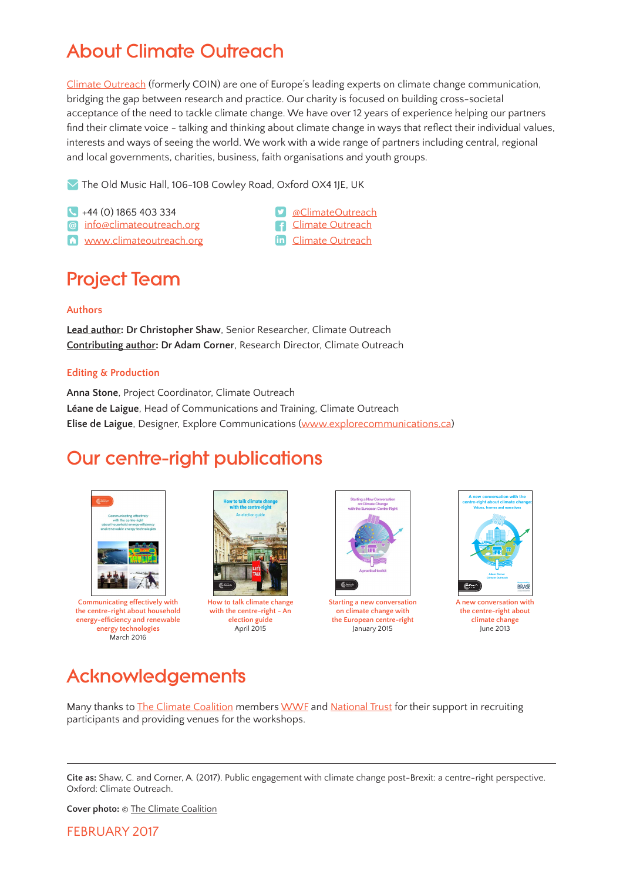# About Climate Outreach

Climate Outreach (formerly COIN) are one of Europe's leading experts on climate change communication, bridging the gap between research and practice. Our charity is focused on building cross-societal acceptance of the need to tackle climate change. We have over 12 years of experience helping our partners find their climate voice - talking and thinking about climate change in ways that reflect their individual values, interests and ways of seeing the world. We work with a wide range of partners including central, regional and local governments, charities, business, faith organisations and youth groups.

The Old Music Hall, 106-108 Cowley Road, Oxford OX4 1JE, UK

+44 (0) 1865 403 334
info@climateoutreach.org
www.climateoutreach.org

@ClimateOutreach
Climate Outreach
Climate Outreach

# Project Team

## Authors

**Lead author: Dr Christopher Shaw**, Senior Researcher, Climate Outreach
**Contributing author: Dr Adam Corner**, Research Director, Climate Outreach

## Editing & Production

**Anna Stone**, Project Coordinator, Climate Outreach
**Léane de Laigue**, Head of Communications and Training, Climate Outreach
**Elise de Laigue**, Designer, Explore Communications (www.explorecommunications.ca)

# Our centre-right publications

Communicating effectively with the centre-right about household energy-efficiency and renewable energy technologies
March 2016

How to talk climate change with the centre-right - An election guide
April 2015

Starting a new conversation on climate change with the European centre-right
January 2015

A new conversation with the centre-right about climate change
June 2013

# Acknowledgements

Many thanks to The Climate Coalition members WWF and National Trust for their support in recruiting participants and providing venues for the workshops.

**Cite as:** Shaw, C. and Corner, A. (2017). Public engagement with climate change post-Brexit: a centre-right perspective. Oxford: Climate Outreach.

**Cover photo:** © The Climate Coalition

FEBRUARY 2017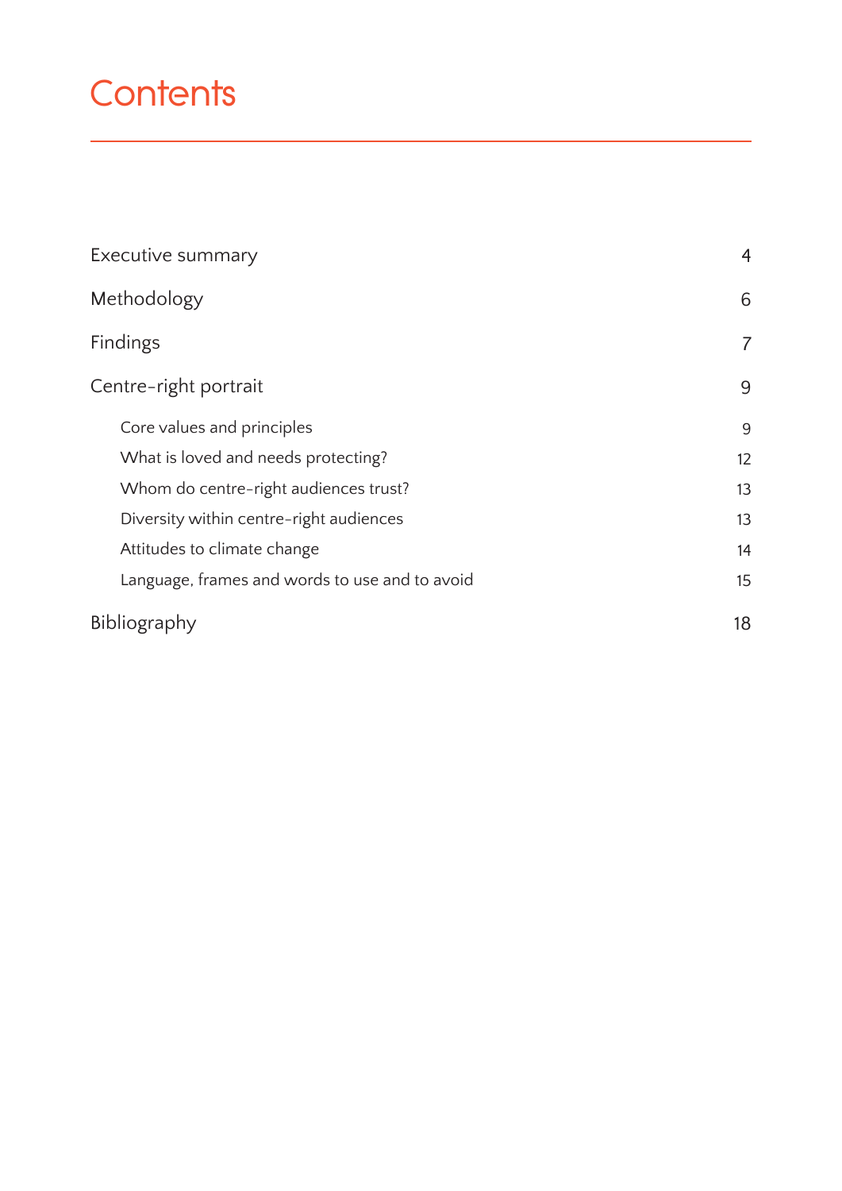# Contents

| | |
|---|---|
| Executive summary | 4 |
| Methodology | 6 |
| Findings | 7 |
| Centre-right portrait | 9 |
| Core values and principles | 9 |
| What is loved and needs protecting? | 12 |
| Whom do centre-right audiences trust? | 13 |
| Diversity within centre-right audiences | 13 |
| Attitudes to climate change | 14 |
| Language, frames and words to use and to avoid | 15 |
| Bibliography | 18 |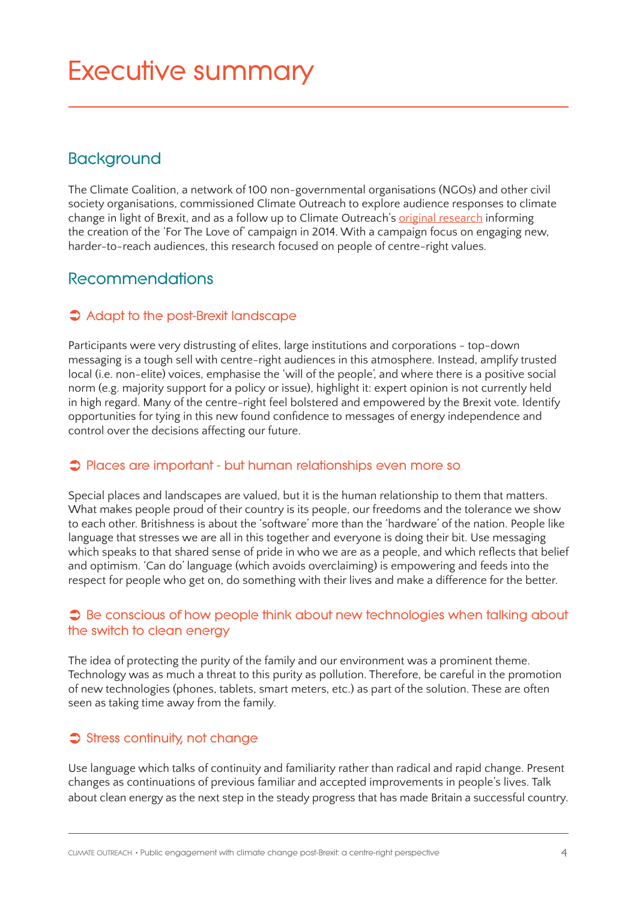# Executive summary

## Background

The Climate Coalition, a network of 100 non-governmental organisations (NGOs) and other civil society organisations, commissioned Climate Outreach to explore audience responses to climate change in light of Brexit, and as a follow up to Climate Outreach's original research informing the creation of the 'For The Love of' campaign in 2014. With a campaign focus on engaging new, harder-to-reach audiences, this research focused on people of centre-right values.

## Recommendations

### ➲ Adapt to the post-Brexit landscape

Participants were very distrusting of elites, large institutions and corporations - top-down messaging is a tough sell with centre-right audiences in this atmosphere. Instead, amplify trusted local (i.e. non-elite) voices, emphasise the 'will of the people', and where there is a positive social norm (e.g. majority support for a policy or issue), highlight it: expert opinion is not currently held in high regard. Many of the centre-right feel bolstered and empowered by the Brexit vote. Identify opportunities for tying in this new found confidence to messages of energy independence and control over the decisions affecting our future.

### ➲ Places are important - but human relationships even more so

Special places and landscapes are valued, but it is the human relationship to them that matters. What makes people proud of their country is its people, our freedoms and the tolerance we show to each other. Britishness is about the 'software' more than the 'hardware' of the nation. People like language that stresses we are all in this together and everyone is doing their bit. Use messaging which speaks to that shared sense of pride in who we are as a people, and which reflects that belief and optimism. 'Can do' language (which avoids overclaiming) is empowering and feeds into the respect for people who get on, do something with their lives and make a difference for the better.

### ➲ Be conscious of how people think about new technologies when talking about the switch to clean energy

The idea of protecting the purity of the family and our environment was a prominent theme. Technology was as much a threat to this purity as pollution. Therefore, be careful in the promotion of new technologies (phones, tablets, smart meters, etc.) as part of the solution. These are often seen as taking time away from the family.

### ➲ Stress continuity, not change

Use language which talks of continuity and familiarity rather than radical and rapid change. Present changes as continuations of previous familiar and accepted improvements in people's lives. Talk about clean energy as the next step in the steady progress that has made Britain a successful country.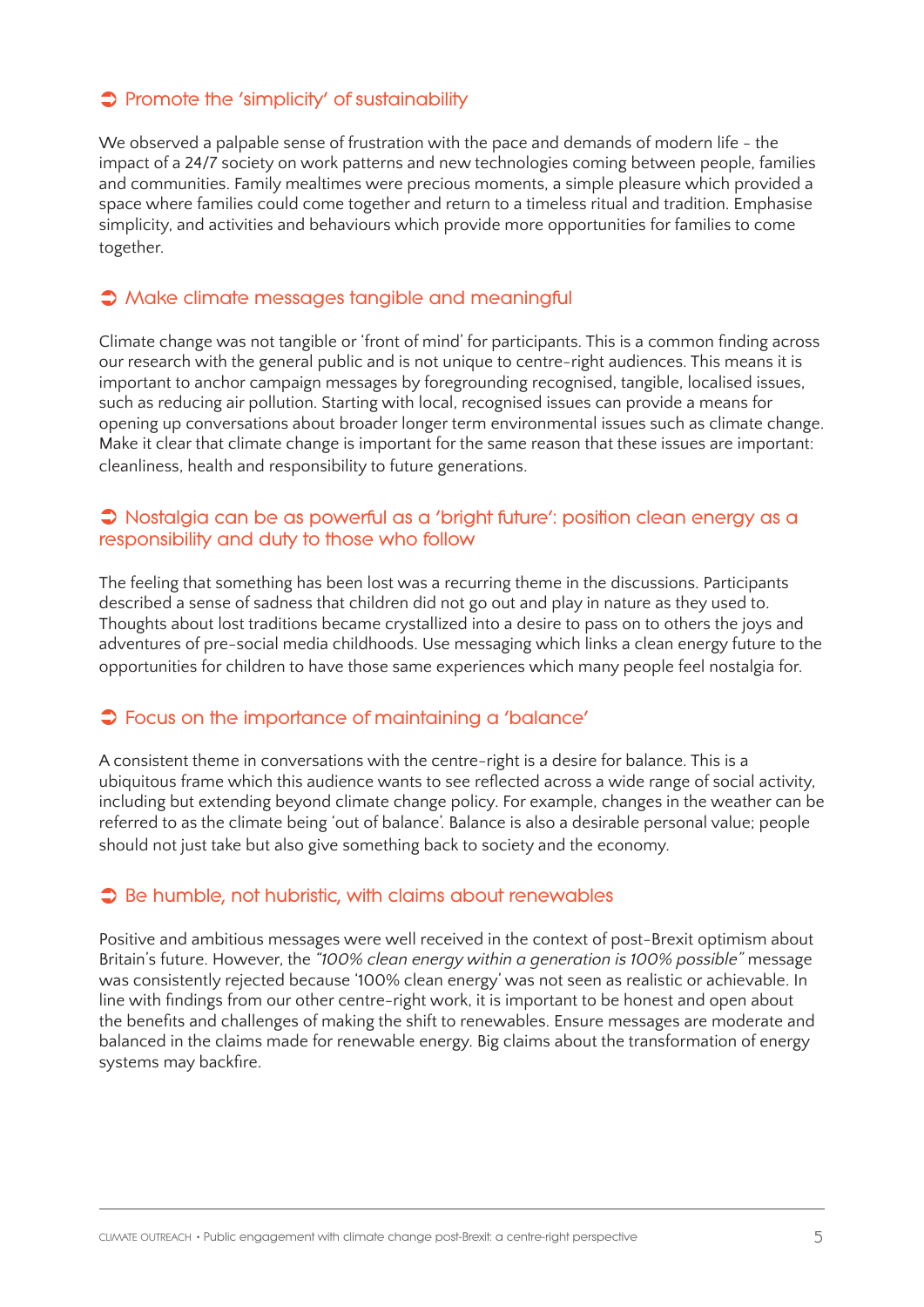### ➲ Promote the 'simplicity' of sustainability

We observed a palpable sense of frustration with the pace and demands of modern life - the impact of a 24/7 society on work patterns and new technologies coming between people, families and communities. Family mealtimes were precious moments, a simple pleasure which provided a space where families could come together and return to a timeless ritual and tradition. Emphasise simplicity, and activities and behaviours which provide more opportunities for families to come together.

### ➲ Make climate messages tangible and meaningful

Climate change was not tangible or 'front of mind' for participants. This is a common finding across our research with the general public and is not unique to centre-right audiences. This means it is important to anchor campaign messages by foregrounding recognised, tangible, localised issues, such as reducing air pollution. Starting with local, recognised issues can provide a means for opening up conversations about broader longer term environmental issues such as climate change. Make it clear that climate change is important for the same reason that these issues are important: cleanliness, health and responsibility to future generations.

### ➲ Nostalgia can be as powerful as a 'bright future': position clean energy as a responsibility and duty to those who follow

The feeling that something has been lost was a recurring theme in the discussions. Participants described a sense of sadness that children did not go out and play in nature as they used to. Thoughts about lost traditions became crystallized into a desire to pass on to others the joys and adventures of pre-social media childhoods. Use messaging which links a clean energy future to the opportunities for children to have those same experiences which many people feel nostalgia for.

### ➲ Focus on the importance of maintaining a 'balance'

A consistent theme in conversations with the centre-right is a desire for balance. This is a ubiquitous frame which this audience wants to see reflected across a wide range of social activity, including but extending beyond climate change policy. For example, changes in the weather can be referred to as the climate being 'out of balance'. Balance is also a desirable personal value; people should not just take but also give something back to society and the economy.

### ➲ Be humble, not hubristic, with claims about renewables

Positive and ambitious messages were well received in the context of post-Brexit optimism about Britain's future. However, the *"100% clean energy within a generation is 100% possible"* message was consistently rejected because '100% clean energy' was not seen as realistic or achievable. In line with findings from our other centre-right work, it is important to be honest and open about the benefits and challenges of making the shift to renewables. Ensure messages are moderate and balanced in the claims made for renewable energy. Big claims about the transformation of energy systems may backfire.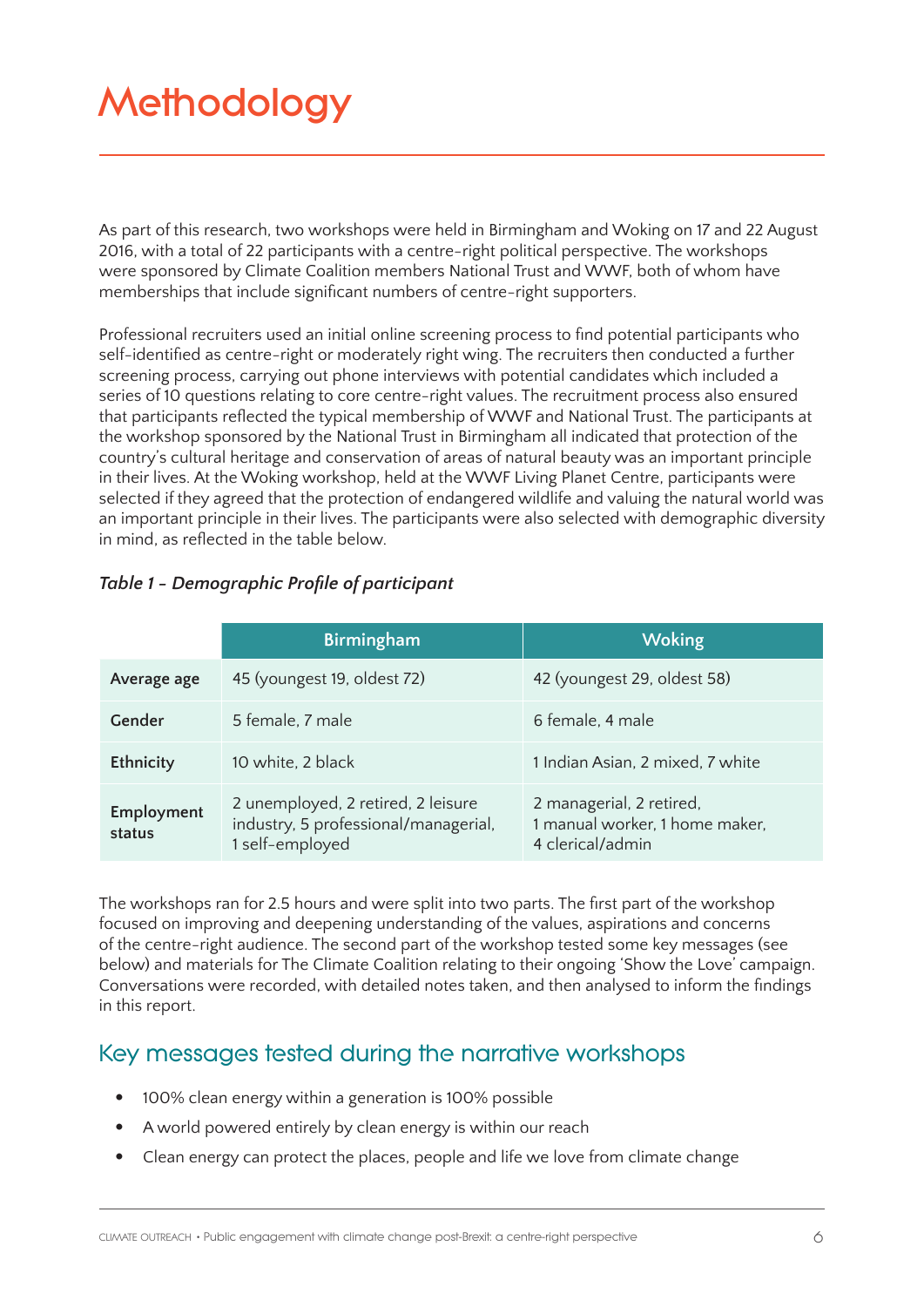# Methodology

As part of this research, two workshops were held in Birmingham and Woking on 17 and 22 August 2016, with a total of 22 participants with a centre-right political perspective. The workshops were sponsored by Climate Coalition members National Trust and WWF, both of whom have memberships that include significant numbers of centre-right supporters.

Professional recruiters used an initial online screening process to find potential participants who self-identified as centre-right or moderately right wing. The recruiters then conducted a further screening process, carrying out phone interviews with potential candidates which included a series of 10 questions relating to core centre-right values. The recruitment process also ensured that participants reflected the typical membership of WWF and National Trust. The participants at the workshop sponsored by the National Trust in Birmingham all indicated that protection of the country's cultural heritage and conservation of areas of natural beauty was an important principle in their lives. At the Woking workshop, held at the WWF Living Planet Centre, participants were selected if they agreed that the protection of endangered wildlife and valuing the natural world was an important principle in their lives. The participants were also selected with demographic diversity in mind, as reflected in the table below.

*Table 1 – Demographic Profile of participant*

| | Birmingham | Woking |
|---|---|---|
| **Average age** | 45 (youngest 19, oldest 72) | 42 (youngest 29, oldest 58) |
| **Gender** | 5 female, 7 male | 6 female, 4 male |
| **Ethnicity** | 10 white, 2 black | 1 Indian Asian, 2 mixed, 7 white |
| **Employment status** | 2 unemployed, 2 retired, 2 leisure industry, 5 professional/managerial, 1 self-employed | 2 managerial, 2 retired, 1 manual worker, 1 home maker, 4 clerical/admin |

The workshops ran for 2.5 hours and were split into two parts. The first part of the workshop focused on improving and deepening understanding of the values, aspirations and concerns of the centre-right audience. The second part of the workshop tested some key messages (see below) and materials for The Climate Coalition relating to their ongoing 'Show the Love' campaign. Conversations were recorded, with detailed notes taken, and then analysed to inform the findings in this report.

## Key messages tested during the narrative workshops

- 100% clean energy within a generation is 100% possible
- A world powered entirely by clean energy is within our reach
- Clean energy can protect the places, people and life we love from climate change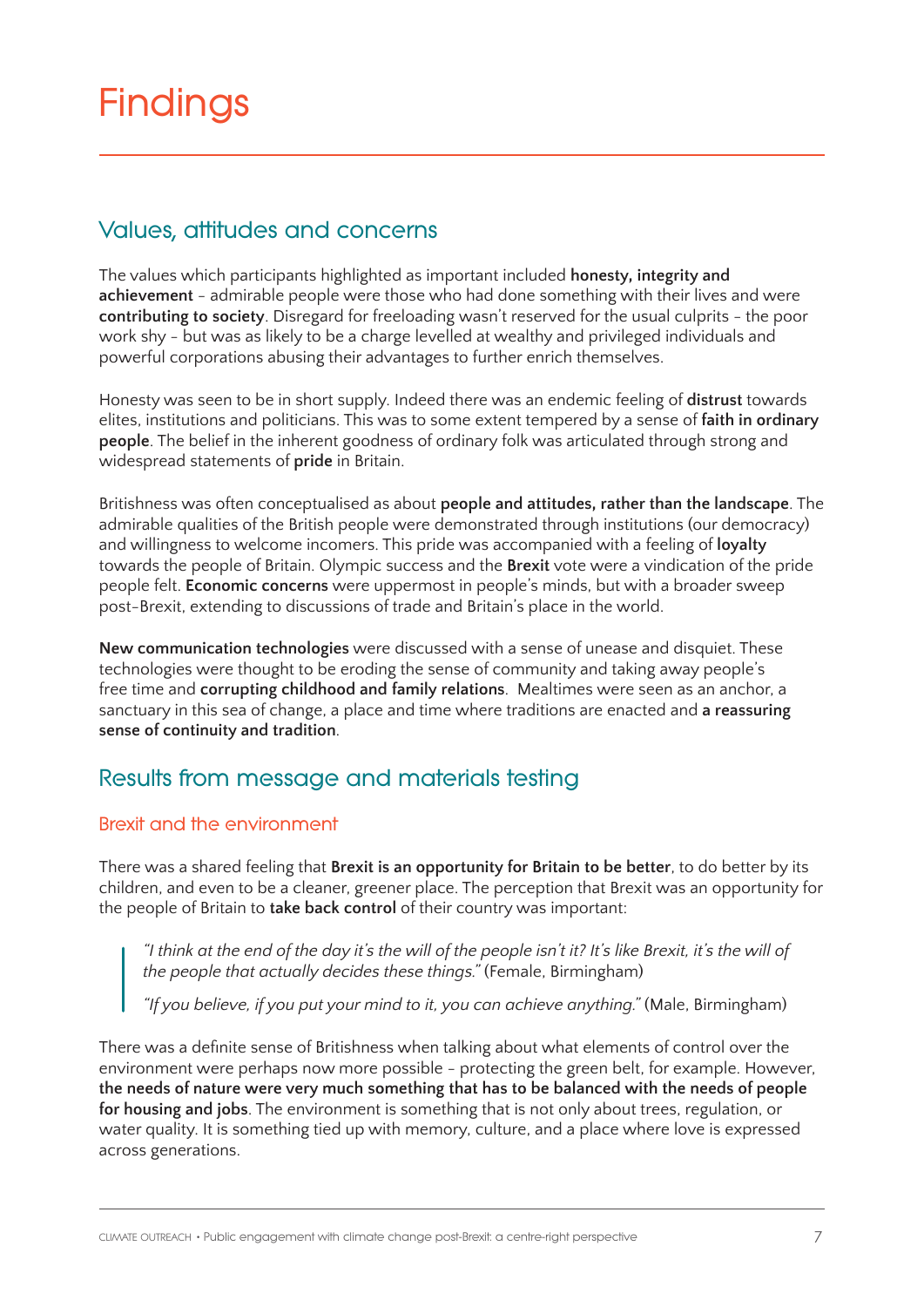# Findings

## Values, attitudes and concerns

The values which participants highlighted as important included **honesty, integrity and achievement** – admirable people were those who had done something with their lives and were **contributing to society**. Disregard for freeloading wasn't reserved for the usual culprits – the poor work shy – but was as likely to be a charge levelled at wealthy and privileged individuals and powerful corporations abusing their advantages to further enrich themselves.

Honesty was seen to be in short supply. Indeed there was an endemic feeling of **distrust** towards elites, institutions and politicians. This was to some extent tempered by a sense of **faith in ordinary people**. The belief in the inherent goodness of ordinary folk was articulated through strong and widespread statements of **pride** in Britain.

Britishness was often conceptualised as about **people and attitudes, rather than the landscape**. The admirable qualities of the British people were demonstrated through institutions (our democracy) and willingness to welcome incomers. This pride was accompanied with a feeling of **loyalty** towards the people of Britain. Olympic success and the **Brexit** vote were a vindication of the pride people felt. **Economic concerns** were uppermost in people's minds, but with a broader sweep post-Brexit, extending to discussions of trade and Britain's place in the world.

**New communication technologies** were discussed with a sense of unease and disquiet. These technologies were thought to be eroding the sense of community and taking away people's free time and **corrupting childhood and family relations**. Mealtimes were seen as an anchor, a sanctuary in this sea of change, a place and time where traditions are enacted and **a reassuring sense of continuity and tradition**.

## Results from message and materials testing

### Brexit and the environment

There was a shared feeling that **Brexit is an opportunity for Britain to be better**, to do better by its children, and even to be a cleaner, greener place. The perception that Brexit was an opportunity for the people of Britain to **take back control** of their country was important:

> *"I think at the end of the day it's the will of the people isn't it? It's like Brexit, it's the will of the people that actually decides these things."* (Female, Birmingham)
>
> *"If you believe, if you put your mind to it, you can achieve anything."* (Male, Birmingham)

There was a definite sense of Britishness when talking about what elements of control over the environment were perhaps now more possible – protecting the green belt, for example. However, **the needs of nature were very much something that has to be balanced with the needs of people for housing and jobs**. The environment is something that is not only about trees, regulation, or water quality. It is something tied up with memory, culture, and a place where love is expressed across generations.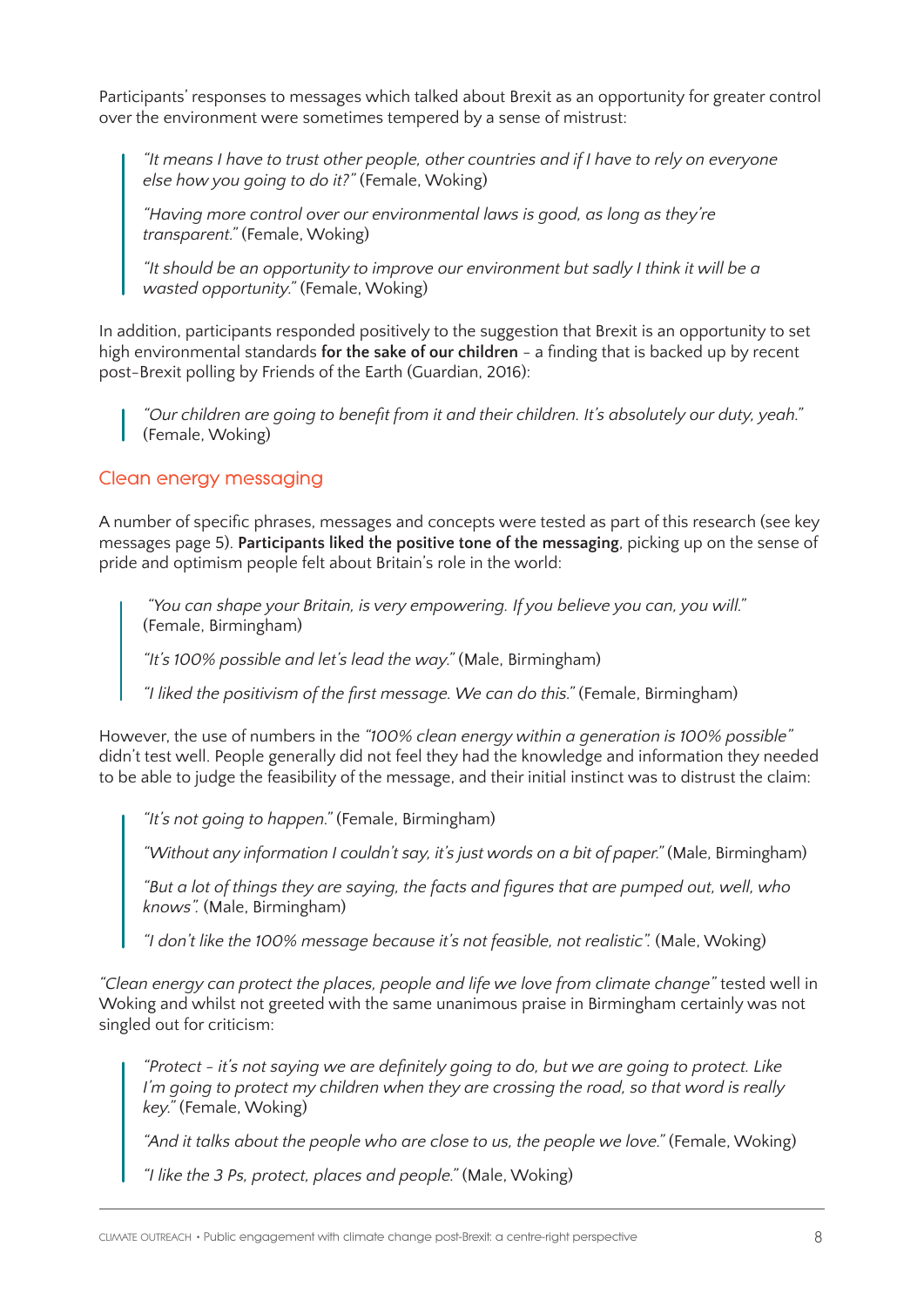Participants' responses to messages which talked about Brexit as an opportunity for greater control over the environment were sometimes tempered by a sense of mistrust:

> *"It means I have to trust other people, other countries and if I have to rely on everyone else how you going to do it?"* (Female, Woking)
>
> *"Having more control over our environmental laws is good, as long as they're transparent."* (Female, Woking)
>
> *"It should be an opportunity to improve our environment but sadly I think it will be a wasted opportunity."* (Female, Woking)

In addition, participants responded positively to the suggestion that Brexit is an opportunity to set high environmental standards **for the sake of our children** - a finding that is backed up by recent post-Brexit polling by Friends of the Earth (Guardian, 2016):

> *"Our children are going to benefit from it and their children. It's absolutely our duty, yeah."* (Female, Woking)

## Clean energy messaging

A number of specific phrases, messages and concepts were tested as part of this research (see key messages page 5). **Participants liked the positive tone of the messaging**, picking up on the sense of pride and optimism people felt about Britain's role in the world:

> *"You can shape your Britain, is very empowering. If you believe you can, you will."* (Female, Birmingham)
>
> *"It's 100% possible and let's lead the way."* (Male, Birmingham)
>
> *"I liked the positivism of the first message. We can do this."* (Female, Birmingham)

However, the use of numbers in the *"100% clean energy within a generation is 100% possible"* didn't test well. People generally did not feel they had the knowledge and information they needed to be able to judge the feasibility of the message, and their initial instinct was to distrust the claim:

> *"It's not going to happen."* (Female, Birmingham)
>
> *"Without any information I couldn't say, it's just words on a bit of paper."* (Male, Birmingham)
>
> *"But a lot of things they are saying, the facts and figures that are pumped out, well, who knows".* (Male, Birmingham)
>
> *"I don't like the 100% message because it's not feasible, not realistic".* (Male, Woking)

*"Clean energy can protect the places, people and life we love from climate change"* tested well in Woking and whilst not greeted with the same unanimous praise in Birmingham certainly was not singled out for criticism:

> *"Protect - it's not saying we are definitely going to do, but we are going to protect. Like I'm going to protect my children when they are crossing the road, so that word is really key."* (Female, Woking)
>
> *"And it talks about the people who are close to us, the people we love."* (Female, Woking)
>
> *"I like the 3 Ps, protect, places and people."* (Male, Woking)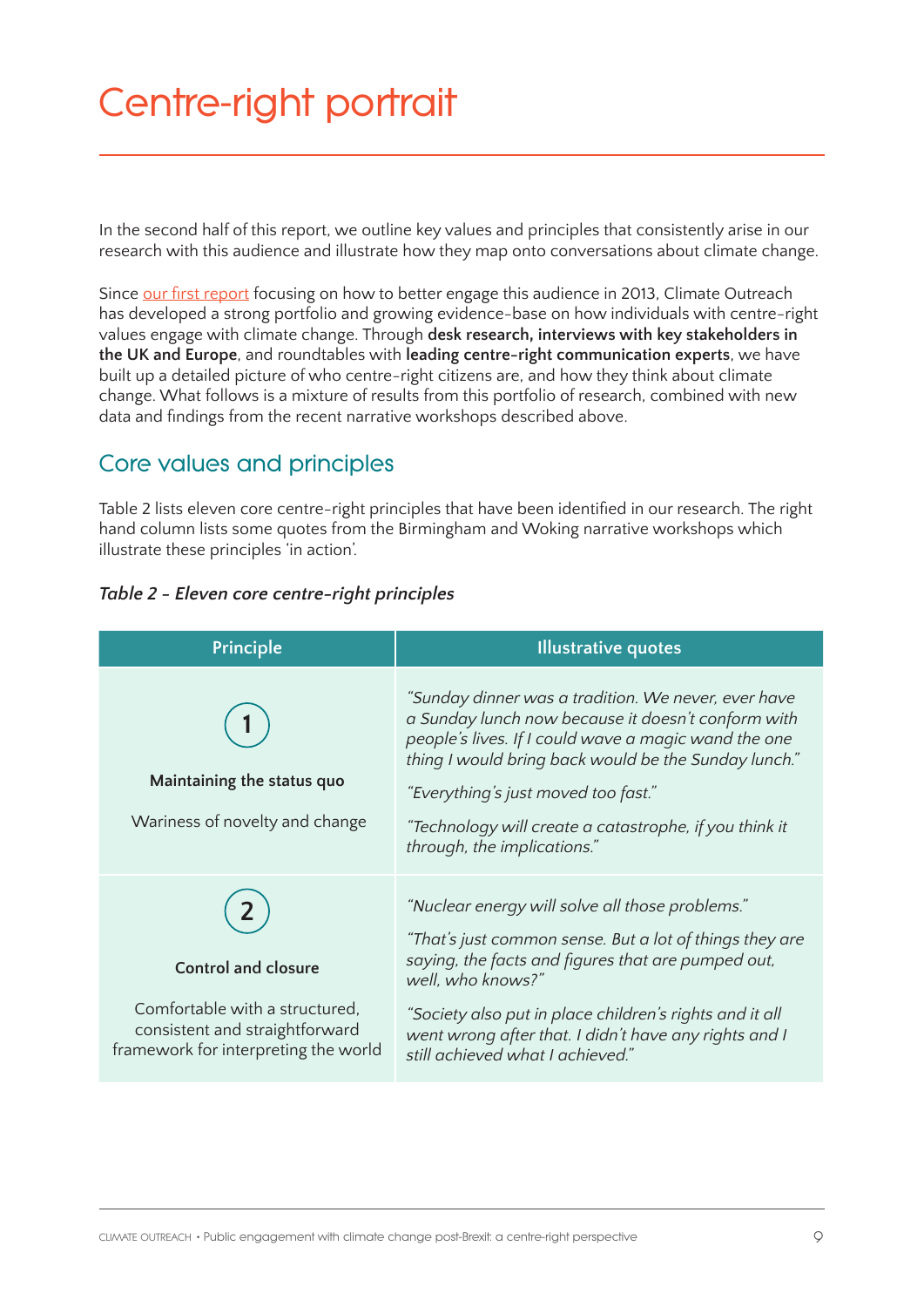# Centre-right portrait

In the second half of this report, we outline key values and principles that consistently arise in our research with this audience and illustrate how they map onto conversations about climate change.

Since our first report focusing on how to better engage this audience in 2013, Climate Outreach has developed a strong portfolio and growing evidence-base on how individuals with centre-right values engage with climate change. Through **desk research, interviews with key stakeholders in the UK and Europe**, and roundtables with **leading centre-right communication experts**, we have built up a detailed picture of who centre-right citizens are, and how they think about climate change. What follows is a mixture of results from this portfolio of research, combined with new data and findings from the recent narrative workshops described above.

## Core values and principles

Table 2 lists eleven core centre-right principles that have been identified in our research. The right hand column lists some quotes from the Birmingham and Woking narrative workshops which illustrate these principles 'in action'.

***Table 2 - Eleven core centre-right principles***

| Principle | Illustrative quotes |
|---|---|
| 1<br>**Maintaining the status quo**<br>Wariness of novelty and change | *"Sunday dinner was a tradition. We never, ever have a Sunday lunch now because it doesn't conform with people's lives. If I could wave a magic wand the one thing I would bring back would be the Sunday lunch."*<br>*"Everything's just moved too fast."*<br>*"Technology will create a catastrophe, if you think it through, the implications."* |
| 2<br>**Control and closure**<br>Comfortable with a structured, consistent and straightforward framework for interpreting the world | *"Nuclear energy will solve all those problems."*<br>*"That's just common sense. But a lot of things they are saying, the facts and figures that are pumped out, well, who knows?"*<br>*"Society also put in place children's rights and it all went wrong after that. I didn't have any rights and I still achieved what I achieved."* |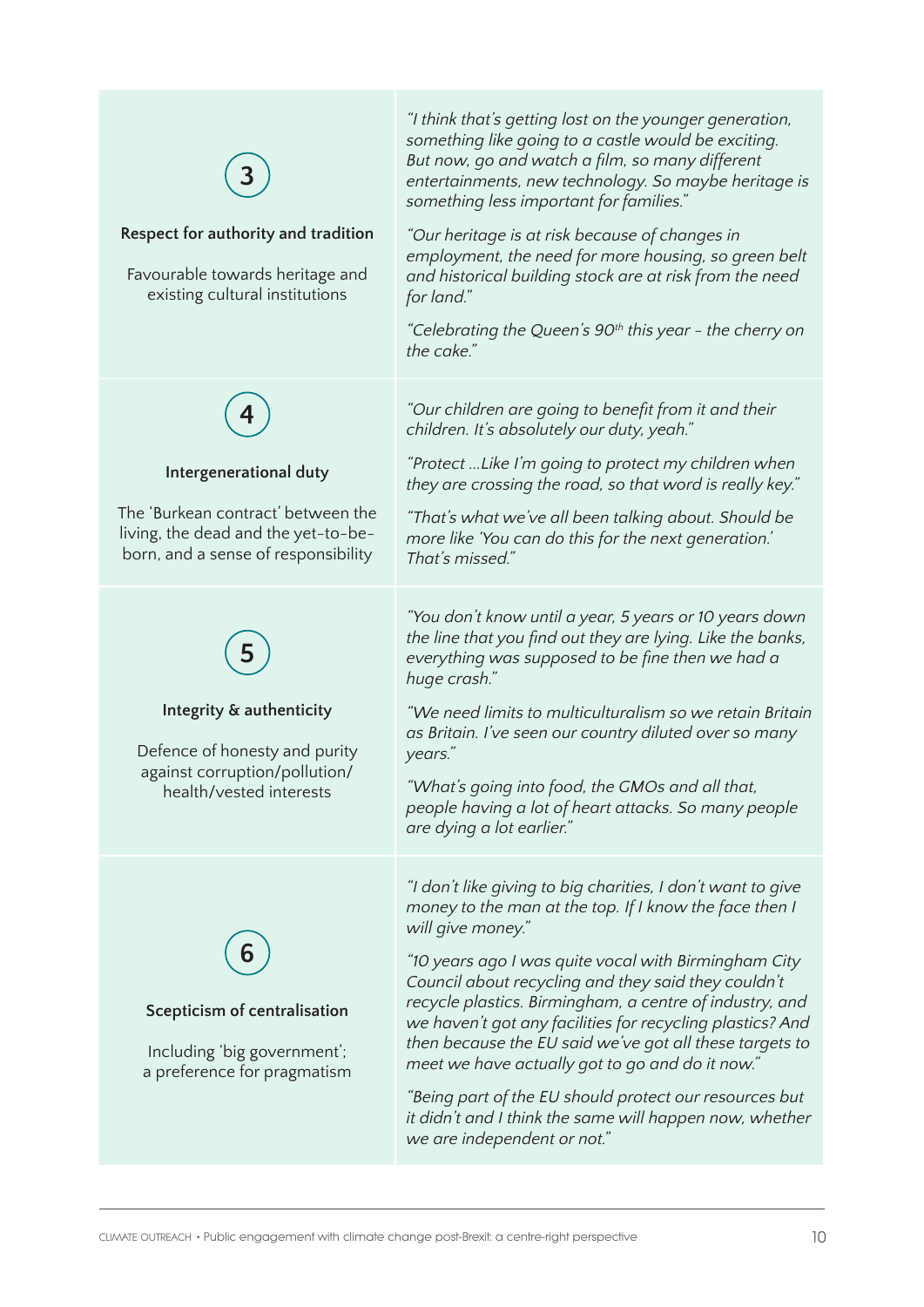| | |
|---|---|
| **3**<br><br>**Respect for authority and tradition**<br><br>Favourable towards heritage and existing cultural institutions | *"I think that's getting lost on the younger generation, something like going to a castle would be exciting. But now, go and watch a film, so many different entertainments, new technology. So maybe heritage is something less important for families."*<br><br>*"Our heritage is at risk because of changes in employment, the need for more housing, so green belt and historical building stock are at risk from the need for land."*<br><br>*"Celebrating the Queen's 90th this year – the cherry on the cake."* |
| **4**<br><br>**Intergenerational duty**<br><br>The 'Burkean contract' between the living, the dead and the yet-to-be-born, and a sense of responsibility | *"Our children are going to benefit from it and their children. It's absolutely our duty, yeah."*<br><br>*"Protect ...Like I'm going to protect my children when they are crossing the road, so that word is really key."*<br><br>*"That's what we've all been talking about. Should be more like 'You can do this for the next generation.' That's missed."* |
| **5**<br><br>**Integrity & authenticity**<br><br>Defence of honesty and purity against corruption/pollution/ health/vested interests | *"You don't know until a year, 5 years or 10 years down the line that you find out they are lying. Like the banks, everything was supposed to be fine then we had a huge crash."*<br><br>*"We need limits to multiculturalism so we retain Britain as Britain. I've seen our country diluted over so many years."*<br><br>*"What's going into food, the GMOs and all that, people having a lot of heart attacks. So many people are dying a lot earlier."* |
| **6**<br><br>**Scepticism of centralisation**<br><br>Including 'big government'; a preference for pragmatism | *"I don't like giving to big charities, I don't want to give money to the man at the top. If I know the face then I will give money."*<br><br>*"10 years ago I was quite vocal with Birmingham City Council about recycling and they said they couldn't recycle plastics. Birmingham, a centre of industry, and we haven't got any facilities for recycling plastics? And then because the EU said we've got all these targets to meet we have actually got to go and do it now."*<br><br>*"Being part of the EU should protect our resources but it didn't and I think the same will happen now, whether we are independent or not."* |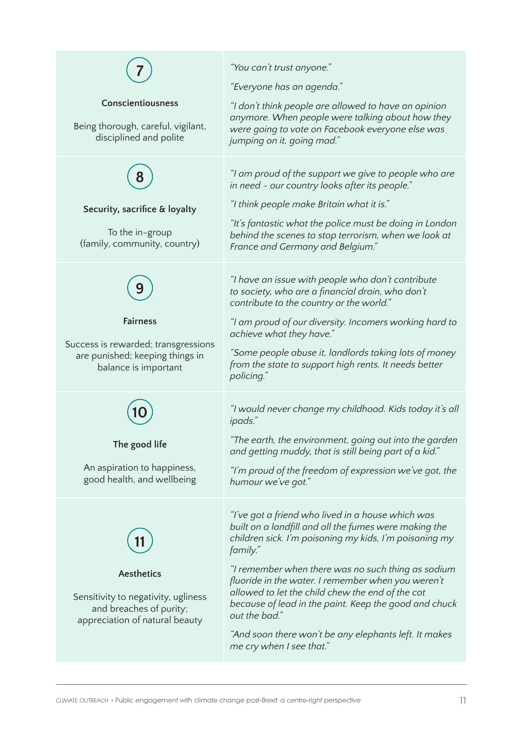| Value | Quotes |
|---|---|
| **7**<br><br>**Conscientiousness**<br><br>Being thorough, careful, vigilant, disciplined and polite | *"You can't trust anyone."*<br><br>*"Everyone has an agenda."*<br><br>*"I don't think people are allowed to have an opinion anymore. When people were talking about how they were going to vote on Facebook everyone else was jumping on it, going mad."* |
| **8**<br><br>**Security, sacrifice & loyalty**<br><br>To the in-group (family, community, country) | *"I am proud of the support we give to people who are in need – our country looks after its people."*<br><br>*"I think people make Britain what it is."*<br><br>*"It's fantastic what the police must be doing in London behind the scenes to stop terrorism, when we look at France and Germany and Belgium."* |
| **9**<br><br>**Fairness**<br><br>Success is rewarded; transgressions are punished; keeping things in balance is important | *"I have an issue with people who don't contribute to society, who are a financial drain, who don't contribute to the country or the world."*<br><br>*"I am proud of our diversity. Incomers working hard to achieve what they have."*<br><br>*"Some people abuse it, landlords taking lots of money from the state to support high rents. It needs better policing."* |
| **10**<br><br>**The good life**<br><br>An aspiration to happiness, good health, and wellbeing | *"I would never change my childhood. Kids today it's all ipads."*<br><br>*"The earth, the environment, going out into the garden and getting muddy, that is still being part of a kid."*<br><br>*"I'm proud of the freedom of expression we've got, the humour we've got."* |
| **11**<br><br>**Aesthetics**<br><br>Sensitivity to negativity, ugliness and breaches of purity; appreciation of natural beauty | *"I've got a friend who lived in a house which was built on a landfill and all the fumes were making the children sick. I'm poisoning my kids, I'm poisoning my family."*<br><br>*"I remember when there was no such thing as sodium fluoride in the water. I remember when you weren't allowed to let the child chew the end of the cot because of lead in the paint. Keep the good and chuck out the bad."*<br><br>*"And soon there won't be any elephants left. It makes me cry when I see that."* |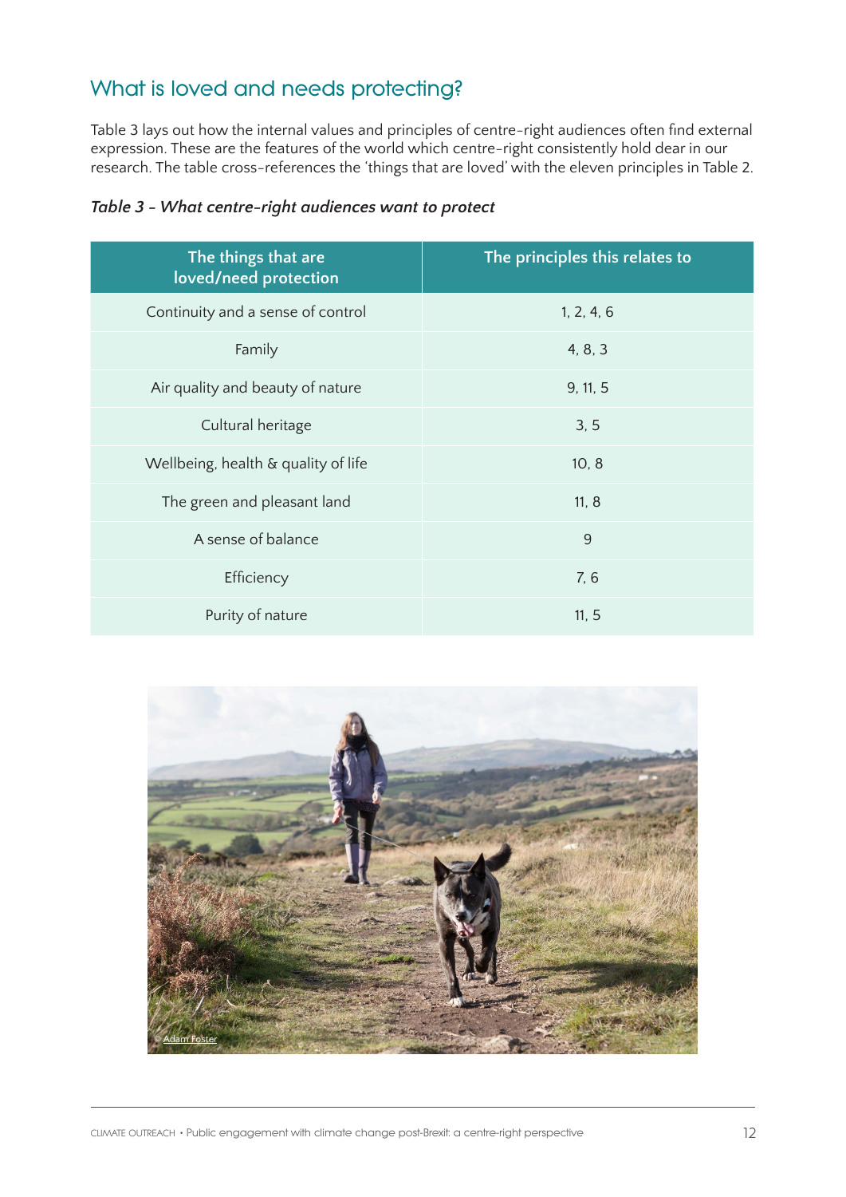## What is loved and needs protecting?

Table 3 lays out how the internal values and principles of centre-right audiences often find external expression. These are the features of the world which centre-right consistently hold dear in our research. The table cross-references the 'things that are loved' with the eleven principles in Table 2.

*Table 3 - What centre-right audiences want to protect*

| The things that are loved/need protection | The principles this relates to |
| --- | --- |
| Continuity and a sense of control | 1, 2, 4, 6 |
| Family | 4, 8, 3 |
| Air quality and beauty of nature | 9, 11, 5 |
| Cultural heritage | 3, 5 |
| Wellbeing, health & quality of life | 10, 8 |
| The green and pleasant land | 11, 8 |
| A sense of balance | 9 |
| Efficiency | 7, 6 |
| Purity of nature | 11, 5 |

© Adam Foster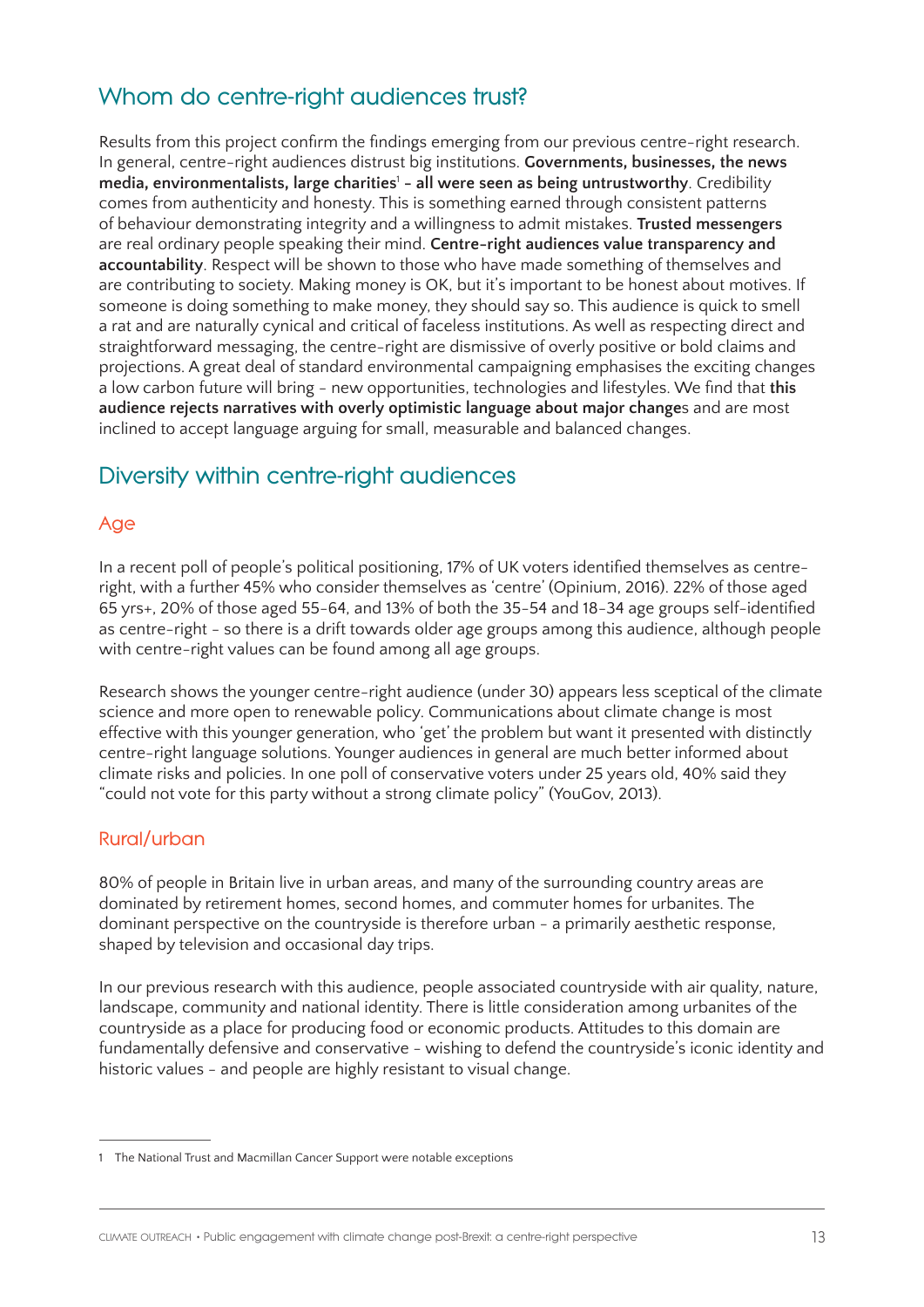## Whom do centre-right audiences trust?

Results from this project confirm the findings emerging from our previous centre-right research. In general, centre-right audiences distrust big institutions. **Governments, businesses, the news media, environmentalists, large charities**[1] **– all were seen as being untrustworthy**. Credibility comes from authenticity and honesty. This is something earned through consistent patterns of behaviour demonstrating integrity and a willingness to admit mistakes. **Trusted messengers** are real ordinary people speaking their mind. **Centre-right audiences value transparency and accountability**. Respect will be shown to those who have made something of themselves and are contributing to society. Making money is OK, but it's important to be honest about motives. If someone is doing something to make money, they should say so. This audience is quick to smell a rat and are naturally cynical and critical of faceless institutions. As well as respecting direct and straightforward messaging, the centre-right are dismissive of overly positive or bold claims and projections. A great deal of standard environmental campaigning emphasises the exciting changes a low carbon future will bring – new opportunities, technologies and lifestyles. We find that **this audience rejects narratives with overly optimistic language about major change**s and are most inclined to accept language arguing for small, measurable and balanced changes.

## Diversity within centre-right audiences

### Age

In a recent poll of people's political positioning, 17% of UK voters identified themselves as centre-right, with a further 45% who consider themselves as 'centre' (Opinium, 2016). 22% of those aged 65 yrs+, 20% of those aged 55-64, and 13% of both the 35-54 and 18-34 age groups self-identified as centre-right – so there is a drift towards older age groups among this audience, although people with centre-right values can be found among all age groups.

Research shows the younger centre-right audience (under 30) appears less sceptical of the climate science and more open to renewable policy. Communications about climate change is most effective with this younger generation, who 'get' the problem but want it presented with distinctly centre-right language solutions. Younger audiences in general are much better informed about climate risks and policies. In one poll of conservative voters under 25 years old, 40% said they "could not vote for this party without a strong climate policy" (YouGov, 2013).

### Rural/urban

80% of people in Britain live in urban areas, and many of the surrounding country areas are dominated by retirement homes, second homes, and commuter homes for urbanites. The dominant perspective on the countryside is therefore urban – a primarily aesthetic response, shaped by television and occasional day trips.

In our previous research with this audience, people associated countryside with air quality, nature, landscape, community and national identity. There is little consideration among urbanites of the countryside as a place for producing food or economic products. Attitudes to this domain are fundamentally defensive and conservative – wishing to defend the countryside's iconic identity and historic values – and people are highly resistant to visual change.

---

1 The National Trust and Macmillan Cancer Support were notable exceptions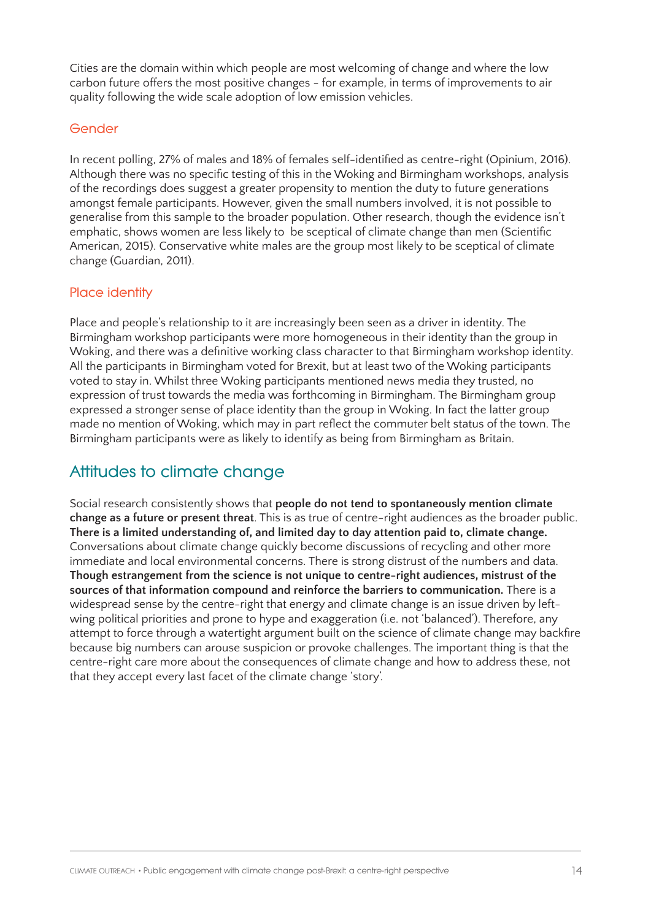Cities are the domain within which people are most welcoming of change and where the low carbon future offers the most positive changes - for example, in terms of improvements to air quality following the wide scale adoption of low emission vehicles.

### Gender

In recent polling, 27% of males and 18% of females self-identified as centre-right (Opinium, 2016). Although there was no specific testing of this in the Woking and Birmingham workshops, analysis of the recordings does suggest a greater propensity to mention the duty to future generations amongst female participants. However, given the small numbers involved, it is not possible to generalise from this sample to the broader population. Other research, though the evidence isn't emphatic, shows women are less likely to be sceptical of climate change than men (Scientific American, 2015). Conservative white males are the group most likely to be sceptical of climate change (Guardian, 2011).

### Place identity

Place and people's relationship to it are increasingly been seen as a driver in identity. The Birmingham workshop participants were more homogeneous in their identity than the group in Woking, and there was a definitive working class character to that Birmingham workshop identity. All the participants in Birmingham voted for Brexit, but at least two of the Woking participants voted to stay in. Whilst three Woking participants mentioned news media they trusted, no expression of trust towards the media was forthcoming in Birmingham. The Birmingham group expressed a stronger sense of place identity than the group in Woking. In fact the latter group made no mention of Woking, which may in part reflect the commuter belt status of the town. The Birmingham participants were as likely to identify as being from Birmingham as Britain.

## Attitudes to climate change

Social research consistently shows that **people do not tend to spontaneously mention climate change as a future or present threat**. This is as true of centre-right audiences as the broader public. **There is a limited understanding of, and limited day to day attention paid to, climate change.** Conversations about climate change quickly become discussions of recycling and other more immediate and local environmental concerns. There is strong distrust of the numbers and data. **Though estrangement from the science is not unique to centre-right audiences, mistrust of the sources of that information compound and reinforce the barriers to communication.** There is a widespread sense by the centre-right that energy and climate change is an issue driven by left-wing political priorities and prone to hype and exaggeration (i.e. not 'balanced'). Therefore, any attempt to force through a watertight argument built on the science of climate change may backfire because big numbers can arouse suspicion or provoke challenges. The important thing is that the centre-right care more about the consequences of climate change and how to address these, not that they accept every last facet of the climate change 'story'.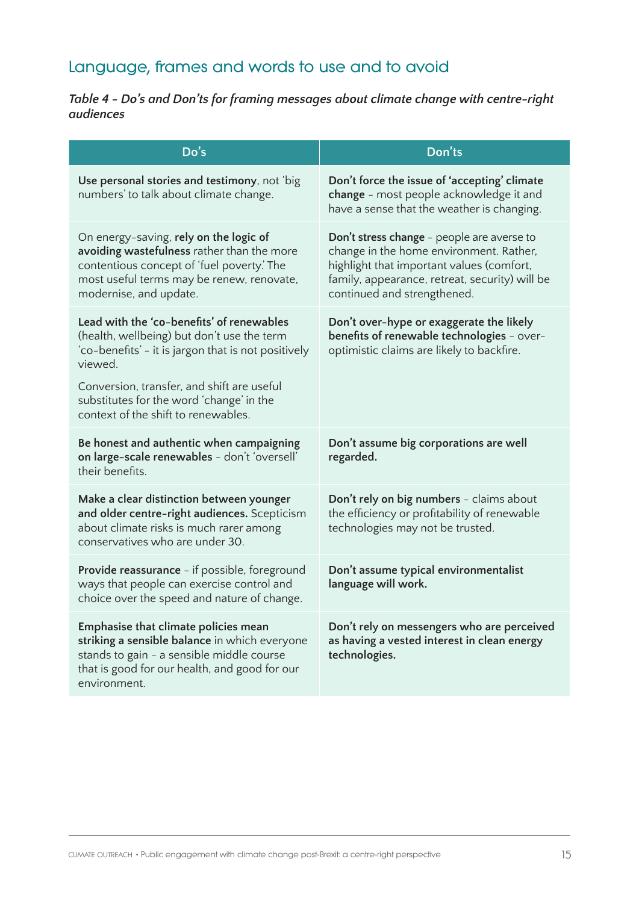## Language, frames and words to use and to avoid

*Table 4 - Do's and Don'ts for framing messages about climate change with centre-right audiences*

| Do's | Don'ts |
|---|---|
| **Use personal stories and testimony**, not 'big numbers' to talk about climate change. | **Don't force the issue of 'accepting' climate change** - most people acknowledge it and have a sense that the weather is changing. |
| On energy-saving, **rely on the logic of avoiding wastefulness** rather than the more contentious concept of 'fuel poverty.' The most useful terms may be renew, renovate, modernise, and update. | **Don't stress change** - people are averse to change in the home environment. Rather, highlight that important values (comfort, family, appearance, retreat, security) will be continued and strengthened. |
| **Lead with the 'co-benefits' of renewables** (health, wellbeing) but don't use the term 'co-benefits' - it is jargon that is not positively viewed. Conversion, transfer, and shift are useful substitutes for the word 'change' in the context of the shift to renewables. | **Don't over-hype or exaggerate the likely benefits of renewable technologies** - over-optimistic claims are likely to backfire. |
| **Be honest and authentic when campaigning on large-scale renewables** - don't 'oversell' their benefits. | **Don't assume big corporations are well regarded.** |
| **Make a clear distinction between younger and older centre-right audiences.** Scepticism about climate risks is much rarer among conservatives who are under 30. | **Don't rely on big numbers** - claims about the efficiency or profitability of renewable technologies may not be trusted. |
| **Provide reassurance** - if possible, foreground ways that people can exercise control and choice over the speed and nature of change. | **Don't assume typical environmentalist language will work.** |
| **Emphasise that climate policies mean striking a sensible balance** in which everyone stands to gain - a sensible middle course that is good for our health, and good for our environment. | **Don't rely on messengers who are perceived as having a vested interest in clean energy technologies.** |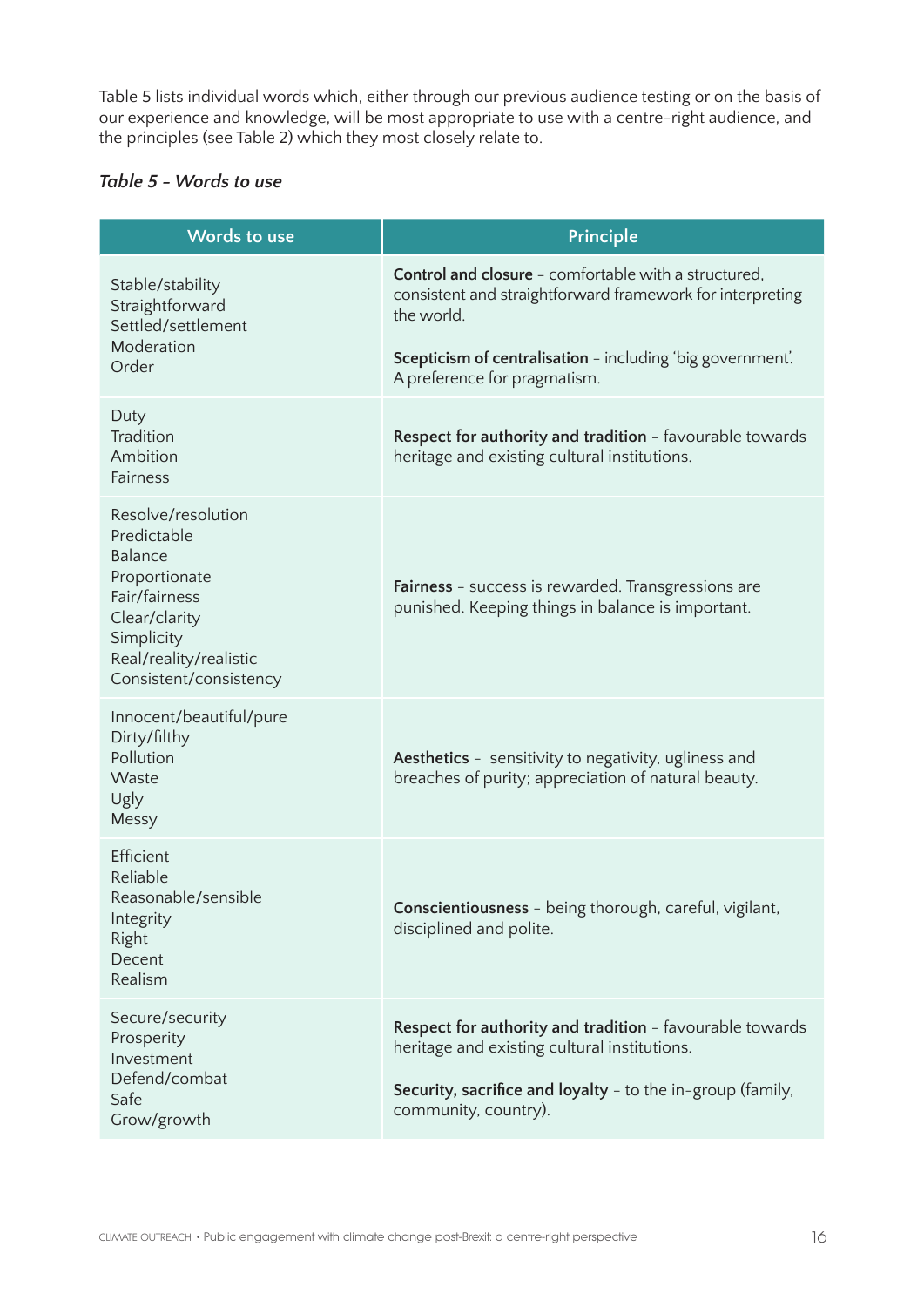Table 5 lists individual words which, either through our previous audience testing or on the basis of our experience and knowledge, will be most appropriate to use with a centre-right audience, and the principles (see Table 2) which they most closely relate to.

*Table 5 – Words to use*

| Words to use | Principle |
|---|---|
| Stable/stability<br>Straightforward<br>Settled/settlement<br>Moderation<br>Order | **Control and closure** – comfortable with a structured, consistent and straightforward framework for interpreting the world.<br><br>**Scepticism of centralisation** – including 'big government'. A preference for pragmatism. |
| Duty<br>Tradition<br>Ambition<br>Fairness | **Respect for authority and tradition** – favourable towards heritage and existing cultural institutions. |
| Resolve/resolution<br>Predictable<br>Balance<br>Proportionate<br>Fair/fairness<br>Clear/clarity<br>Simplicity<br>Real/reality/realistic<br>Consistent/consistency | **Fairness** – success is rewarded. Transgressions are punished. Keeping things in balance is important. |
| Innocent/beautiful/pure<br>Dirty/filthy<br>Pollution<br>Waste<br>Ugly<br>Messy | **Aesthetics** – sensitivity to negativity, ugliness and breaches of purity; appreciation of natural beauty. |
| Efficient<br>Reliable<br>Reasonable/sensible<br>Integrity<br>Right<br>Decent<br>Realism | **Conscientiousness** – being thorough, careful, vigilant, disciplined and polite. |
| Secure/security<br>Prosperity<br>Investment<br>Defend/combat<br>Safe<br>Grow/growth | **Respect for authority and tradition** – favourable towards heritage and existing cultural institutions.<br><br>**Security, sacrifice and loyalty** – to the in-group (family, community, country). |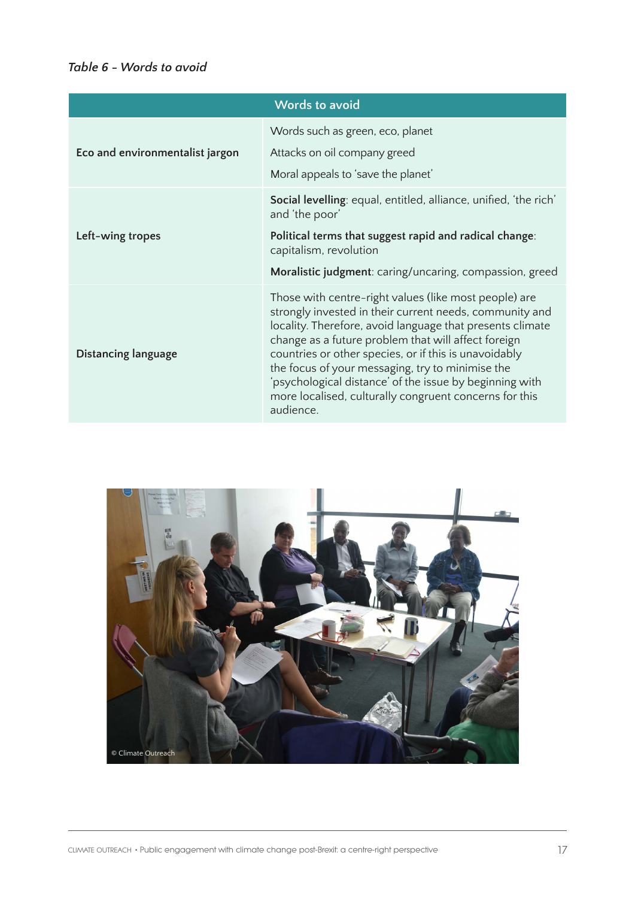*Table 6 – Words to avoid*

| Words to avoid | |
|---|---|
| **Eco and environmentalist jargon** | Words such as green, eco, planet<br>Attacks on oil company greed<br>Moral appeals to 'save the planet' |
| **Left-wing tropes** | **Social levelling**: equal, entitled, alliance, unified, 'the rich' and 'the poor'<br>**Political terms that suggest rapid and radical change**: capitalism, revolution<br>**Moralistic judgment**: caring/uncaring, compassion, greed |
| **Distancing language** | Those with centre-right values (like most people) are strongly invested in their current needs, community and locality. Therefore, avoid language that presents climate change as a future problem that will affect foreign countries or other species, or if this is unavoidably the focus of your messaging, try to minimise the 'psychological distance' of the issue by beginning with more localised, culturally congruent concerns for this audience. |

© Climate Outreach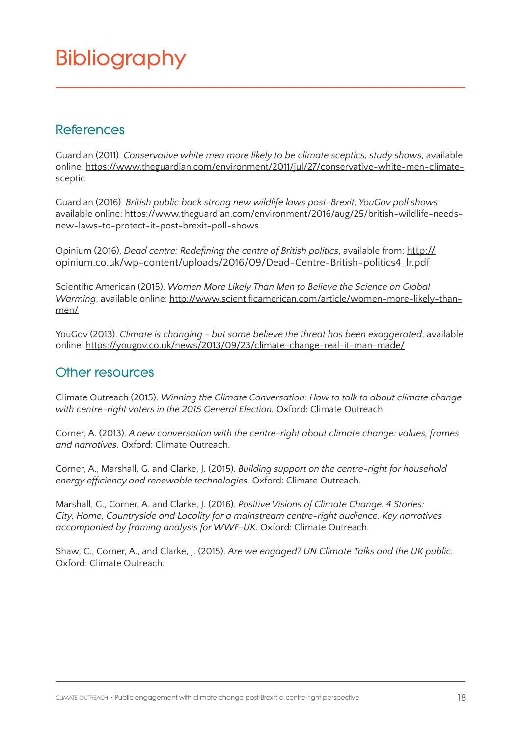# Bibliography

## References

Guardian (2011). *Conservative white men more likely to be climate sceptics, study shows*, available online: https://www.theguardian.com/environment/2011/jul/27/conservative-white-men-climate-sceptic

Guardian (2016). *British public back strong new wildlife laws post-Brexit, YouGov poll shows*, available online: https://www.theguardian.com/environment/2016/aug/25/british-wildlife-needs-new-laws-to-protect-it-post-brexit-poll-shows

Opinium (2016). *Dead centre: Redefining the centre of British politics*, available from: http://opinium.co.uk/wp-content/uploads/2016/09/Dead-Centre-British-politics4_lr.pdf

Scientific American (2015). *Women More Likely Than Men to Believe the Science on Global Warming*, available online: http://www.scientificamerican.com/article/women-more-likely-than-men/

YouGov (2013). *Climate is changing - but some believe the threat has been exaggerated*, available online: https://yougov.co.uk/news/2013/09/23/climate-change-real-it-man-made/

## Other resources

Climate Outreach (2015). *Winning the Climate Conversation: How to talk to about climate change with centre-right voters in the 2015 General Election.* Oxford: Climate Outreach.

Corner, A. (2013). *A new conversation with the centre-right about climate change: values, frames and narratives.* Oxford: Climate Outreach.

Corner, A., Marshall, G. and Clarke, J. (2015). *Building support on the centre-right for household energy efficiency and renewable technologies.* Oxford: Climate Outreach.

Marshall, G., Corner, A. and Clarke, J. (2016). *Positive Visions of Climate Change. 4 Stories: City, Home, Countryside and Locality for a mainstream centre-right audience. Key narratives accompanied by framing analysis for WWF-UK.* Oxford: Climate Outreach.

Shaw, C., Corner, A., and Clarke, J. (2015). *Are we engaged? UN Climate Talks and the UK public.* Oxford: Climate Outreach.